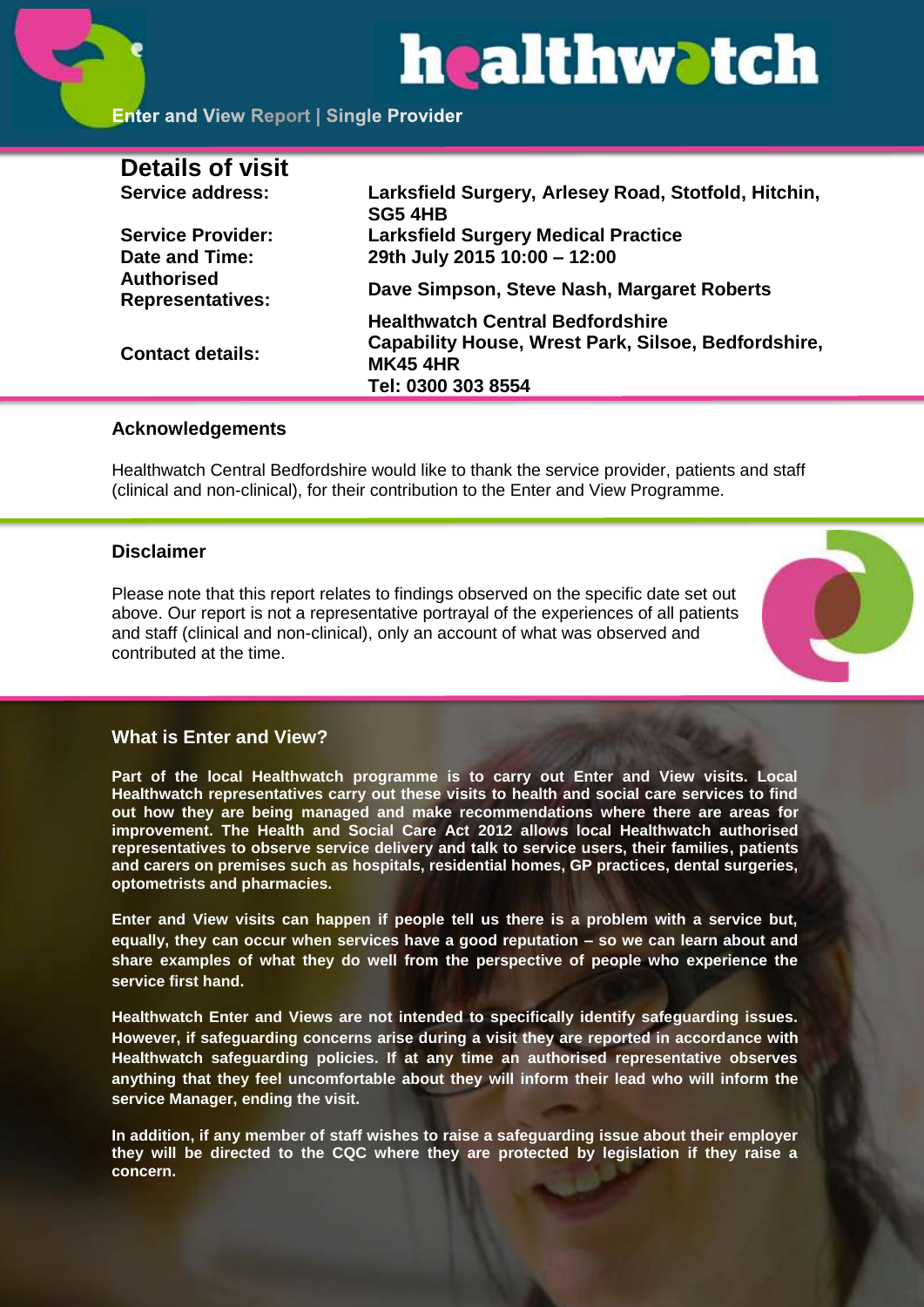# healthwatch

**Enter and View Report | Single Provider**

## Details of visit

| | |
|---|---|
| **Service address:** | **Larksfield Surgery, Arlesey Road, Stotfold, Hitchin, SG5 4HB** |
| **Service Provider:** | **Larksfield Surgery Medical Practice** |
| **Date and Time:** | **29th July 2015 10:00 – 12:00** |
| **Authorised Representatives:** | **Dave Simpson, Steve Nash, Margaret Roberts** |
| **Contact details:** | **Healthwatch Central Bedfordshire**<br>**Capability House, Wrest Park, Silsoe, Bedfordshire, MK45 4HR**<br>**Tel: 0300 303 8554** |

### Acknowledgements

Healthwatch Central Bedfordshire would like to thank the service provider, patients and staff (clinical and non-clinical), for their contribution to the Enter and View Programme.

### Disclaimer

Please note that this report relates to findings observed on the specific date set out above. Our report is not a representative portrayal of the experiences of all patients and staff (clinical and non-clinical), only an account of what was observed and contributed at the time.

### What is Enter and View?

**Part of the local Healthwatch programme is to carry out Enter and View visits. Local Healthwatch representatives carry out these visits to health and social care services to find out how they are being managed and make recommendations where there are areas for improvement. The Health and Social Care Act 2012 allows local Healthwatch authorised representatives to observe service delivery and talk to service users, their families, patients and carers on premises such as hospitals, residential homes, GP practices, dental surgeries, optometrists and pharmacies.**

**Enter and View visits can happen if people tell us there is a problem with a service but, equally, they can occur when services have a good reputation – so we can learn about and share examples of what they do well from the perspective of people who experience the service first hand.**

**Healthwatch Enter and Views are not intended to specifically identify safeguarding issues. However, if safeguarding concerns arise during a visit they are reported in accordance with Healthwatch safeguarding policies. If at any time an authorised representative observes anything that they feel uncomfortable about they will inform their lead who will inform the service Manager, ending the visit.**

**In addition, if any member of staff wishes to raise a safeguarding issue about their employer they will be directed to the CQC where they are protected by legislation if they raise a concern.**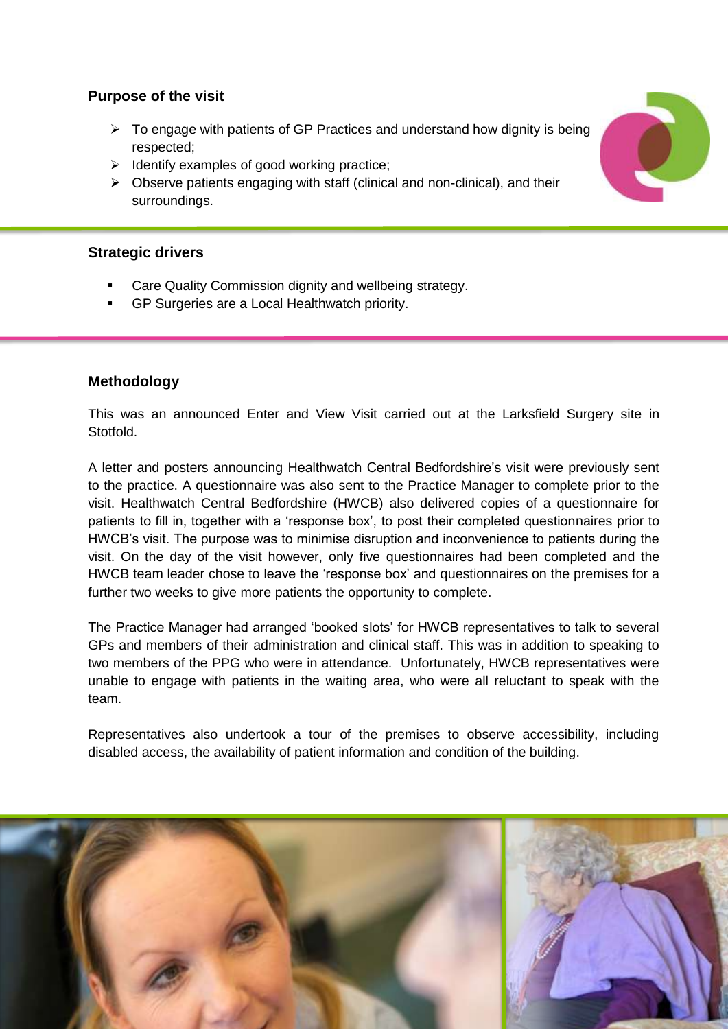## Purpose of the visit

- To engage with patients of GP Practices and understand how dignity is being respected;
- Identify examples of good working practice;
- Observe patients engaging with staff (clinical and non-clinical), and their surroundings.

## Strategic drivers

- Care Quality Commission dignity and wellbeing strategy.
- GP Surgeries are a Local Healthwatch priority.

## Methodology

This was an announced Enter and View Visit carried out at the Larksfield Surgery site in Stotfold.

A letter and posters announcing Healthwatch Central Bedfordshire's visit were previously sent to the practice. A questionnaire was also sent to the Practice Manager to complete prior to the visit. Healthwatch Central Bedfordshire (HWCB) also delivered copies of a questionnaire for patients to fill in, together with a 'response box', to post their completed questionnaires prior to HWCB's visit. The purpose was to minimise disruption and inconvenience to patients during the visit. On the day of the visit however, only five questionnaires had been completed and the HWCB team leader chose to leave the 'response box' and questionnaires on the premises for a further two weeks to give more patients the opportunity to complete.

The Practice Manager had arranged 'booked slots' for HWCB representatives to talk to several GPs and members of their administration and clinical staff. This was in addition to speaking to two members of the PPG who were in attendance. Unfortunately, HWCB representatives were unable to engage with patients in the waiting area, who were all reluctant to speak with the team.

Representatives also undertook a tour of the premises to observe accessibility, including disabled access, the availability of patient information and condition of the building.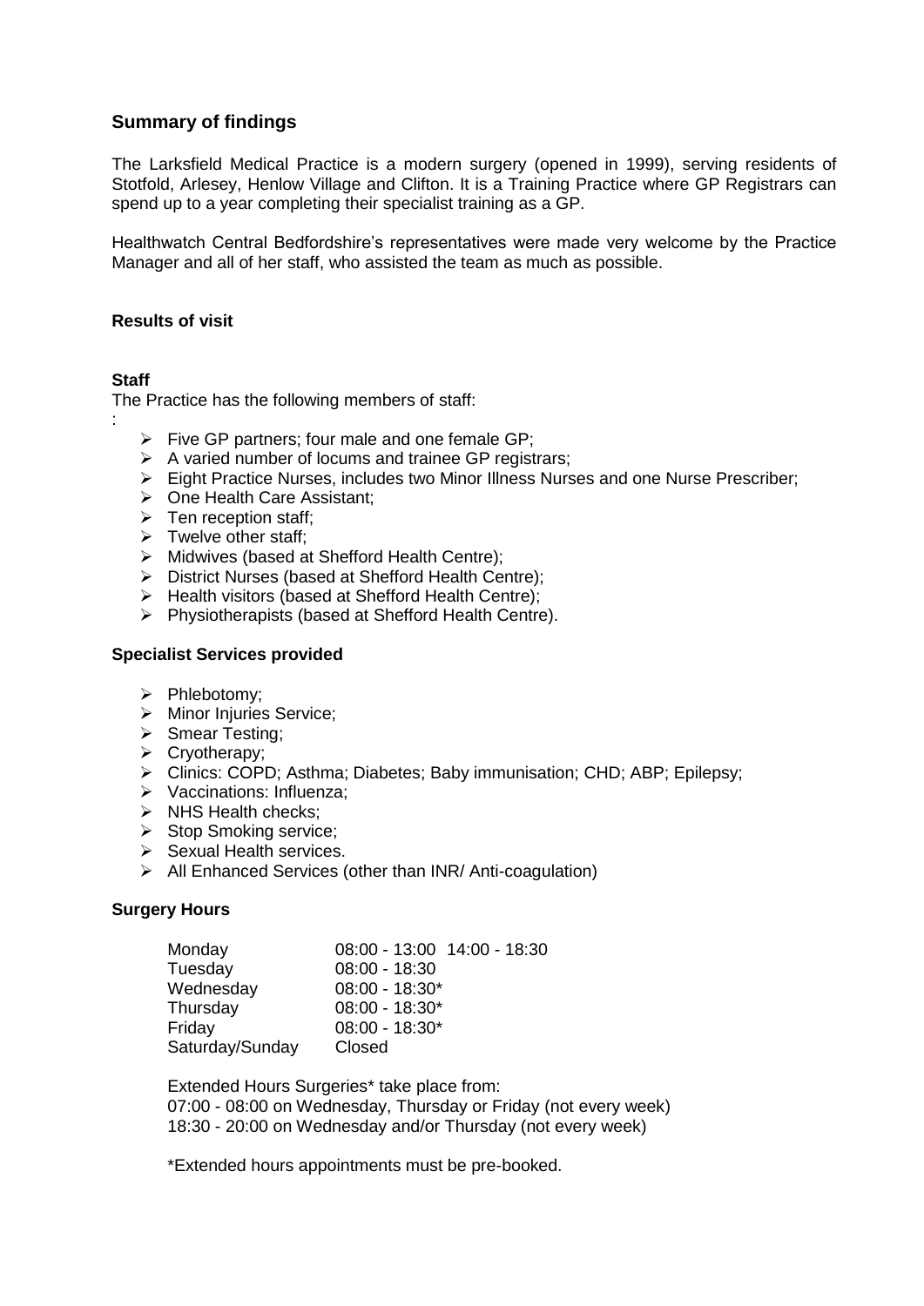## Summary of findings

The Larksfield Medical Practice is a modern surgery (opened in 1999), serving residents of Stotfold, Arlesey, Henlow Village and Clifton. It is a Training Practice where GP Registrars can spend up to a year completing their specialist training as a GP.

Healthwatch Central Bedfordshire's representatives were made very welcome by the Practice Manager and all of her staff, who assisted the team as much as possible.

### Results of visit

#### Staff

The Practice has the following members of staff:
:

- Five GP partners; four male and one female GP;
- A varied number of locums and trainee GP registrars;
- Eight Practice Nurses, includes two Minor Illness Nurses and one Nurse Prescriber;
- One Health Care Assistant;
- Ten reception staff;
- Twelve other staff;
- Midwives (based at Shefford Health Centre);
- District Nurses (based at Shefford Health Centre);
- Health visitors (based at Shefford Health Centre);
- Physiotherapists (based at Shefford Health Centre).

#### Specialist Services provided

- Phlebotomy;
- Minor Injuries Service;
- Smear Testing;
- Cryotherapy;
- Clinics: COPD; Asthma; Diabetes; Baby immunisation; CHD; ABP; Epilepsy;
- Vaccinations: Influenza;
- NHS Health checks;
- Stop Smoking service;
- Sexual Health services.
- All Enhanced Services (other than INR/ Anti-coagulation)

#### Surgery Hours

| Day | Hours |
|---|---|
| Monday | 08:00 - 13:00 14:00 - 18:30 |
| Tuesday | 08:00 - 18:30 |
| Wednesday | 08:00 - 18:30* |
| Thursday | 08:00 - 18:30* |
| Friday | 08:00 - 18:30* |
| Saturday/Sunday | Closed |

Extended Hours Surgeries* take place from:
07:00 - 08:00 on Wednesday, Thursday or Friday (not every week)
18:30 - 20:00 on Wednesday and/or Thursday (not every week)

*Extended hours appointments must be pre-booked.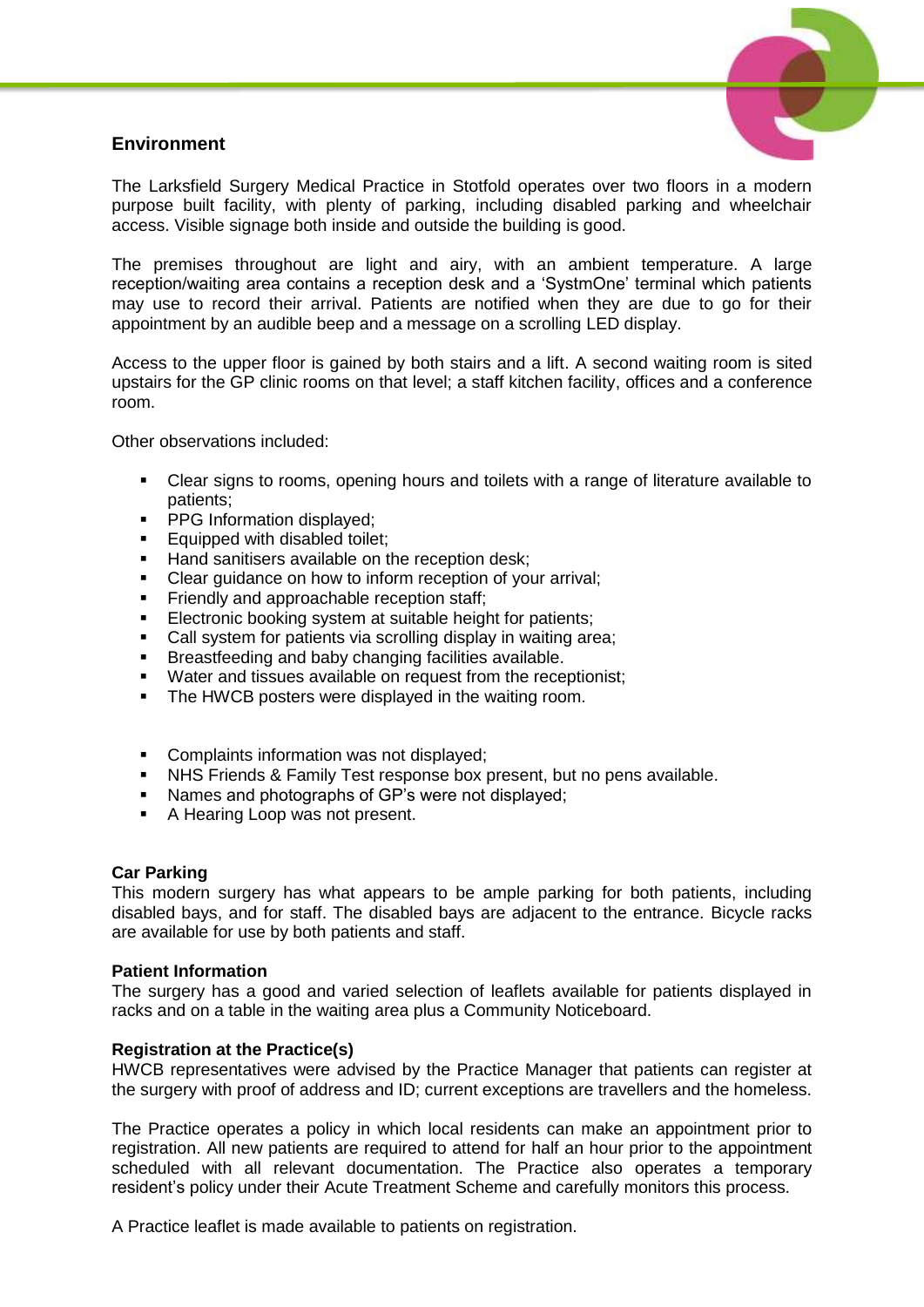## Environment

The Larksfield Surgery Medical Practice in Stotfold operates over two floors in a modern purpose built facility, with plenty of parking, including disabled parking and wheelchair access. Visible signage both inside and outside the building is good.

The premises throughout are light and airy, with an ambient temperature. A large reception/waiting area contains a reception desk and a 'SystmOne' terminal which patients may use to record their arrival. Patients are notified when they are due to go for their appointment by an audible beep and a message on a scrolling LED display.

Access to the upper floor is gained by both stairs and a lift. A second waiting room is sited upstairs for the GP clinic rooms on that level; a staff kitchen facility, offices and a conference room.

Other observations included:

- Clear signs to rooms, opening hours and toilets with a range of literature available to patients;
- PPG Information displayed;
- Equipped with disabled toilet;
- Hand sanitisers available on the reception desk;
- Clear guidance on how to inform reception of your arrival;
- Friendly and approachable reception staff;
- Electronic booking system at suitable height for patients;
- Call system for patients via scrolling display in waiting area;
- Breastfeeding and baby changing facilities available.
- Water and tissues available on request from the receptionist;
- The HWCB posters were displayed in the waiting room.

- Complaints information was not displayed;
- NHS Friends & Family Test response box present, but no pens available.
- Names and photographs of GP's were not displayed;
- A Hearing Loop was not present.

**Car Parking**

This modern surgery has what appears to be ample parking for both patients, including disabled bays, and for staff. The disabled bays are adjacent to the entrance. Bicycle racks are available for use by both patients and staff.

**Patient Information**

The surgery has a good and varied selection of leaflets available for patients displayed in racks and on a table in the waiting area plus a Community Noticeboard.

**Registration at the Practice(s)**

HWCB representatives were advised by the Practice Manager that patients can register at the surgery with proof of address and ID; current exceptions are travellers and the homeless.

The Practice operates a policy in which local residents can make an appointment prior to registration. All new patients are required to attend for half an hour prior to the appointment scheduled with all relevant documentation. The Practice also operates a temporary resident's policy under their Acute Treatment Scheme and carefully monitors this process.

A Practice leaflet is made available to patients on registration.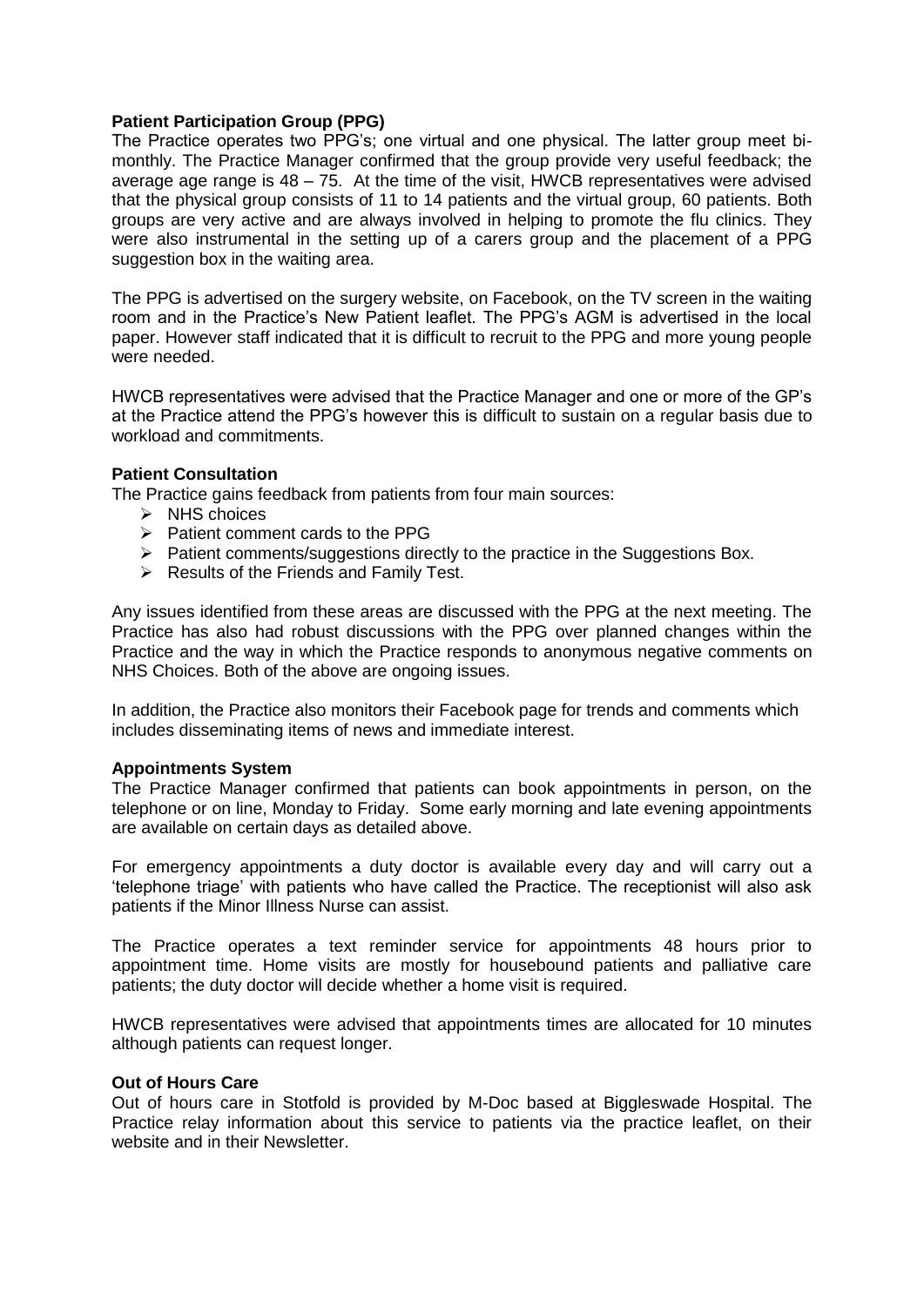**Patient Participation Group (PPG)**

The Practice operates two PPG's; one virtual and one physical. The latter group meet bi-monthly. The Practice Manager confirmed that the group provide very useful feedback; the average age range is 48 – 75. At the time of the visit, HWCB representatives were advised that the physical group consists of 11 to 14 patients and the virtual group, 60 patients. Both groups are very active and are always involved in helping to promote the flu clinics. They were also instrumental in the setting up of a carers group and the placement of a PPG suggestion box in the waiting area.

The PPG is advertised on the surgery website, on Facebook, on the TV screen in the waiting room and in the Practice's New Patient leaflet. The PPG's AGM is advertised in the local paper. However staff indicated that it is difficult to recruit to the PPG and more young people were needed.

HWCB representatives were advised that the Practice Manager and one or more of the GP's at the Practice attend the PPG's however this is difficult to sustain on a regular basis due to workload and commitments.

**Patient Consultation**

The Practice gains feedback from patients from four main sources:

- NHS choices
- Patient comment cards to the PPG
- Patient comments/suggestions directly to the practice in the Suggestions Box.
- Results of the Friends and Family Test.

Any issues identified from these areas are discussed with the PPG at the next meeting. The Practice has also had robust discussions with the PPG over planned changes within the Practice and the way in which the Practice responds to anonymous negative comments on NHS Choices. Both of the above are ongoing issues.

In addition, the Practice also monitors their Facebook page for trends and comments which includes disseminating items of news and immediate interest.

**Appointments System**

The Practice Manager confirmed that patients can book appointments in person, on the telephone or on line, Monday to Friday. Some early morning and late evening appointments are available on certain days as detailed above.

For emergency appointments a duty doctor is available every day and will carry out a 'telephone triage' with patients who have called the Practice. The receptionist will also ask patients if the Minor Illness Nurse can assist.

The Practice operates a text reminder service for appointments 48 hours prior to appointment time. Home visits are mostly for housebound patients and palliative care patients; the duty doctor will decide whether a home visit is required.

HWCB representatives were advised that appointments times are allocated for 10 minutes although patients can request longer.

**Out of Hours Care**

Out of hours care in Stotfold is provided by M-Doc based at Biggleswade Hospital. The Practice relay information about this service to patients via the practice leaflet, on their website and in their Newsletter.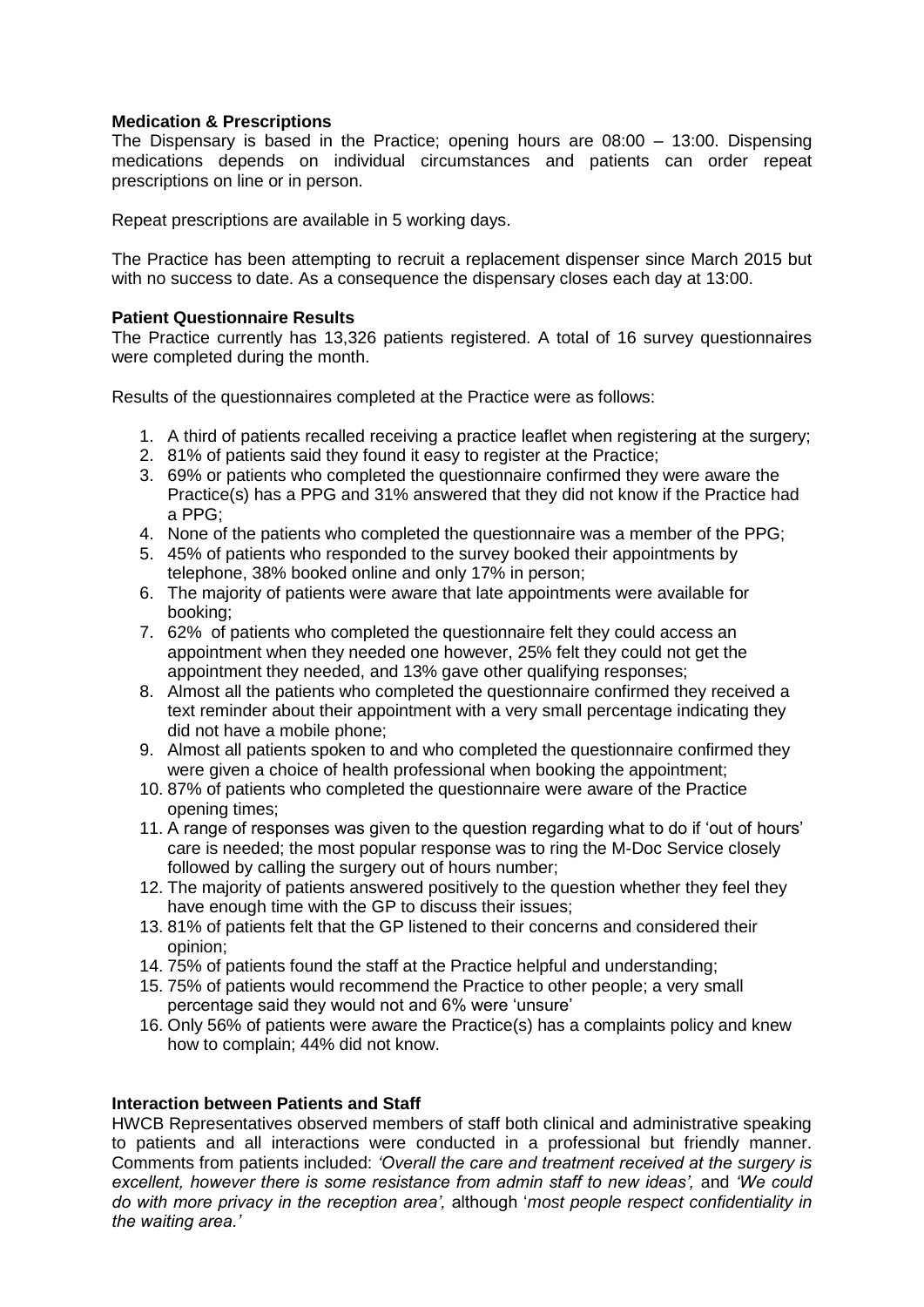**Medication & Prescriptions**

The Dispensary is based in the Practice; opening hours are 08:00 – 13:00. Dispensing medications depends on individual circumstances and patients can order repeat prescriptions on line or in person.

Repeat prescriptions are available in 5 working days.

The Practice has been attempting to recruit a replacement dispenser since March 2015 but with no success to date. As a consequence the dispensary closes each day at 13:00.

**Patient Questionnaire Results**

The Practice currently has 13,326 patients registered. A total of 16 survey questionnaires were completed during the month.

Results of the questionnaires completed at the Practice were as follows:

1. A third of patients recalled receiving a practice leaflet when registering at the surgery;
2. 81% of patients said they found it easy to register at the Practice;
3. 69% or patients who completed the questionnaire confirmed they were aware the Practice(s) has a PPG and 31% answered that they did not know if the Practice had a PPG;
4. None of the patients who completed the questionnaire was a member of the PPG;
5. 45% of patients who responded to the survey booked their appointments by telephone, 38% booked online and only 17% in person;
6. The majority of patients were aware that late appointments were available for booking;
7. 62% of patients who completed the questionnaire felt they could access an appointment when they needed one however, 25% felt they could not get the appointment they needed, and 13% gave other qualifying responses;
8. Almost all the patients who completed the questionnaire confirmed they received a text reminder about their appointment with a very small percentage indicating they did not have a mobile phone;
9. Almost all patients spoken to and who completed the questionnaire confirmed they were given a choice of health professional when booking the appointment;
10. 87% of patients who completed the questionnaire were aware of the Practice opening times;
11. A range of responses was given to the question regarding what to do if 'out of hours' care is needed; the most popular response was to ring the M-Doc Service closely followed by calling the surgery out of hours number;
12. The majority of patients answered positively to the question whether they feel they have enough time with the GP to discuss their issues;
13. 81% of patients felt that the GP listened to their concerns and considered their opinion;
14. 75% of patients found the staff at the Practice helpful and understanding;
15. 75% of patients would recommend the Practice to other people; a very small percentage said they would not and 6% were 'unsure'
16. Only 56% of patients were aware the Practice(s) has a complaints policy and knew how to complain; 44% did not know.

**Interaction between Patients and Staff**

HWCB Representatives observed members of staff both clinical and administrative speaking to patients and all interactions were conducted in a professional but friendly manner. Comments from patients included: *'Overall the care and treatment received at the surgery is excellent, however there is some resistance from admin staff to new ideas',* and *'We could do with more privacy in the reception area',* although '*most people respect confidentiality in the waiting area.'*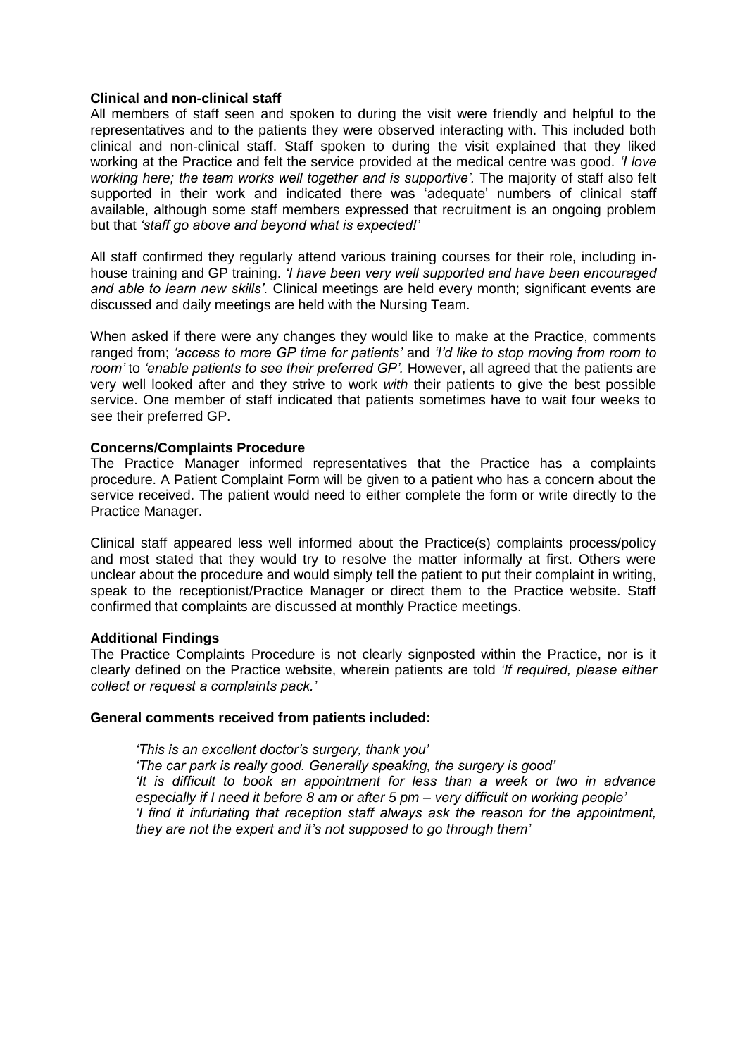**Clinical and non-clinical staff**

All members of staff seen and spoken to during the visit were friendly and helpful to the representatives and to the patients they were observed interacting with. This included both clinical and non-clinical staff. Staff spoken to during the visit explained that they liked working at the Practice and felt the service provided at the medical centre was good. *'I love working here; the team works well together and is supportive'.* The majority of staff also felt supported in their work and indicated there was 'adequate' numbers of clinical staff available, although some staff members expressed that recruitment is an ongoing problem but that *'staff go above and beyond what is expected!'*

All staff confirmed they regularly attend various training courses for their role, including in-house training and GP training. *'I have been very well supported and have been encouraged and able to learn new skills'.* Clinical meetings are held every month; significant events are discussed and daily meetings are held with the Nursing Team.

When asked if there were any changes they would like to make at the Practice, comments ranged from; *'access to more GP time for patients'* and *'I'd like to stop moving from room to room'* to *'enable patients to see their preferred GP'.* However, all agreed that the patients are very well looked after and they strive to work *with* their patients to give the best possible service. One member of staff indicated that patients sometimes have to wait four weeks to see their preferred GP.

**Concerns/Complaints Procedure**

The Practice Manager informed representatives that the Practice has a complaints procedure. A Patient Complaint Form will be given to a patient who has a concern about the service received. The patient would need to either complete the form or write directly to the Practice Manager.

Clinical staff appeared less well informed about the Practice(s) complaints process/policy and most stated that they would try to resolve the matter informally at first. Others were unclear about the procedure and would simply tell the patient to put their complaint in writing, speak to the receptionist/Practice Manager or direct them to the Practice website. Staff confirmed that complaints are discussed at monthly Practice meetings.

**Additional Findings**

The Practice Complaints Procedure is not clearly signposted within the Practice, nor is it clearly defined on the Practice website, wherein patients are told *'If required, please either collect or request a complaints pack.'*

**General comments received from patients included:**

> *'This is an excellent doctor's surgery, thank you'*
>
> *'The car park is really good. Generally speaking, the surgery is good'*
>
> *'It is difficult to book an appointment for less than a week or two in advance especially if I need it before 8 am or after 5 pm – very difficult on working people'*
>
> *'I find it infuriating that reception staff always ask the reason for the appointment, they are not the expert and it's not supposed to go through them'*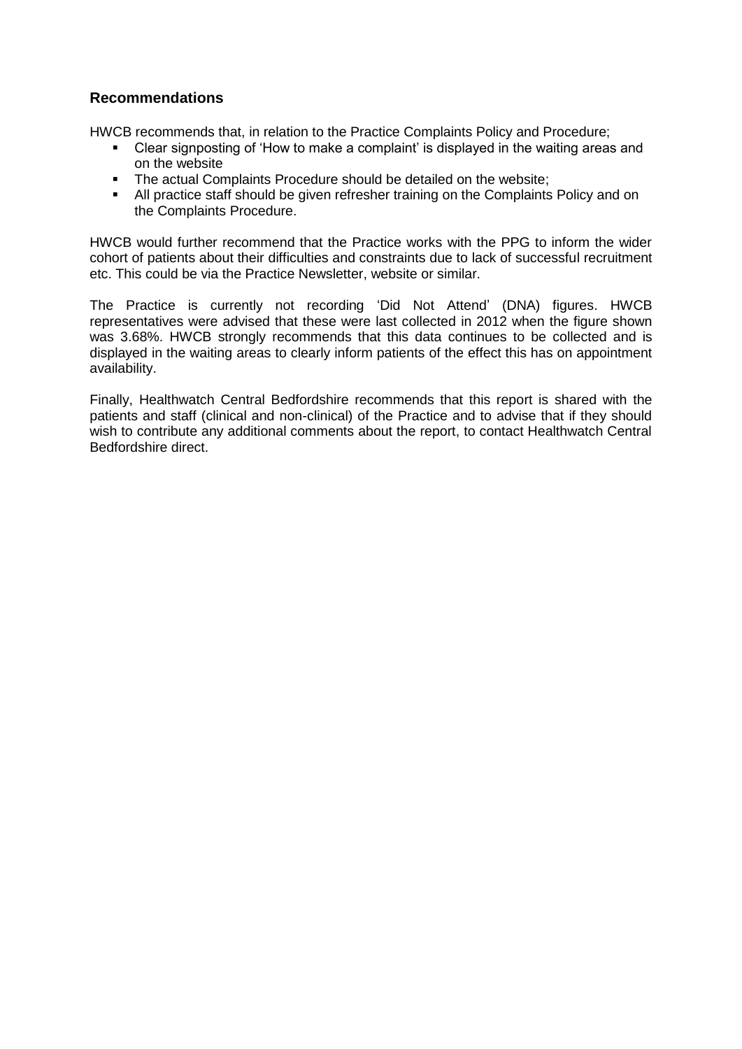## Recommendations

HWCB recommends that, in relation to the Practice Complaints Policy and Procedure;

- Clear signposting of 'How to make a complaint' is displayed in the waiting areas and on the website
- The actual Complaints Procedure should be detailed on the website;
- All practice staff should be given refresher training on the Complaints Policy and on the Complaints Procedure.

HWCB would further recommend that the Practice works with the PPG to inform the wider cohort of patients about their difficulties and constraints due to lack of successful recruitment etc. This could be via the Practice Newsletter, website or similar.

The Practice is currently not recording 'Did Not Attend' (DNA) figures. HWCB representatives were advised that these were last collected in 2012 when the figure shown was 3.68%. HWCB strongly recommends that this data continues to be collected and is displayed in the waiting areas to clearly inform patients of the effect this has on appointment availability.

Finally, Healthwatch Central Bedfordshire recommends that this report is shared with the patients and staff (clinical and non-clinical) of the Practice and to advise that if they should wish to contribute any additional comments about the report, to contact Healthwatch Central Bedfordshire direct.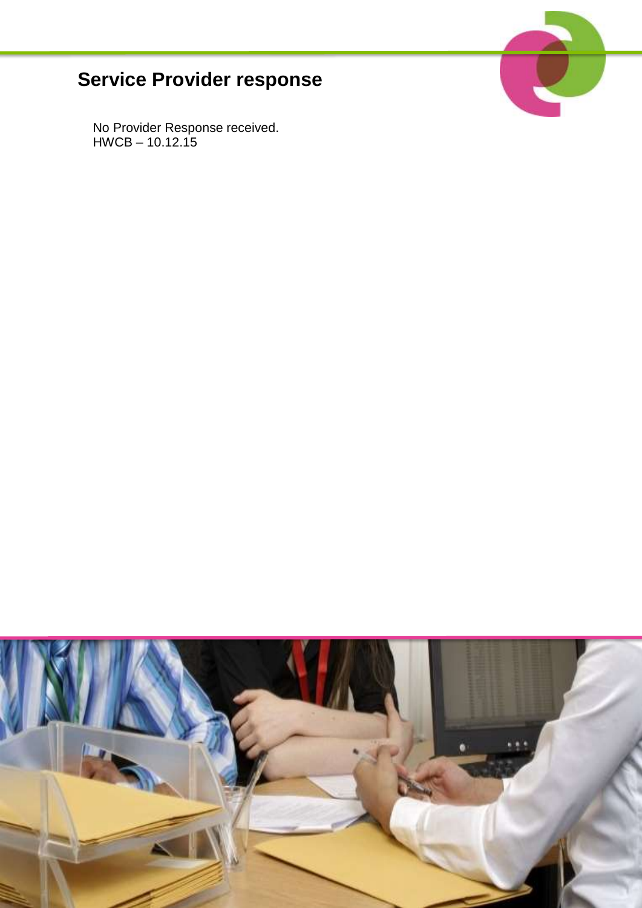## Service Provider response

No Provider Response received.
HWCB – 10.12.15